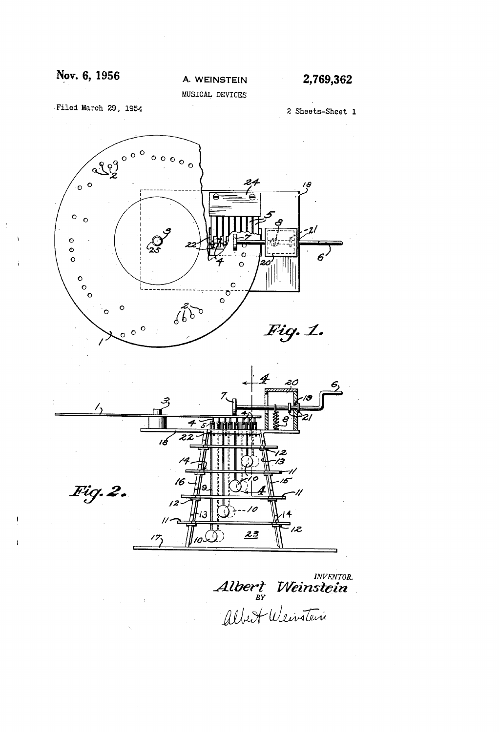Nov. 6, 1956

A. WEINSTEIN

2,769,362

MUSICAL DEVICES

Filed March 29, 1954

2 Sheets-Sheet 1

Fig. 1.

Fig. 2.

INVENTOR.

Albert Weinstein

BY

Albert Weinstein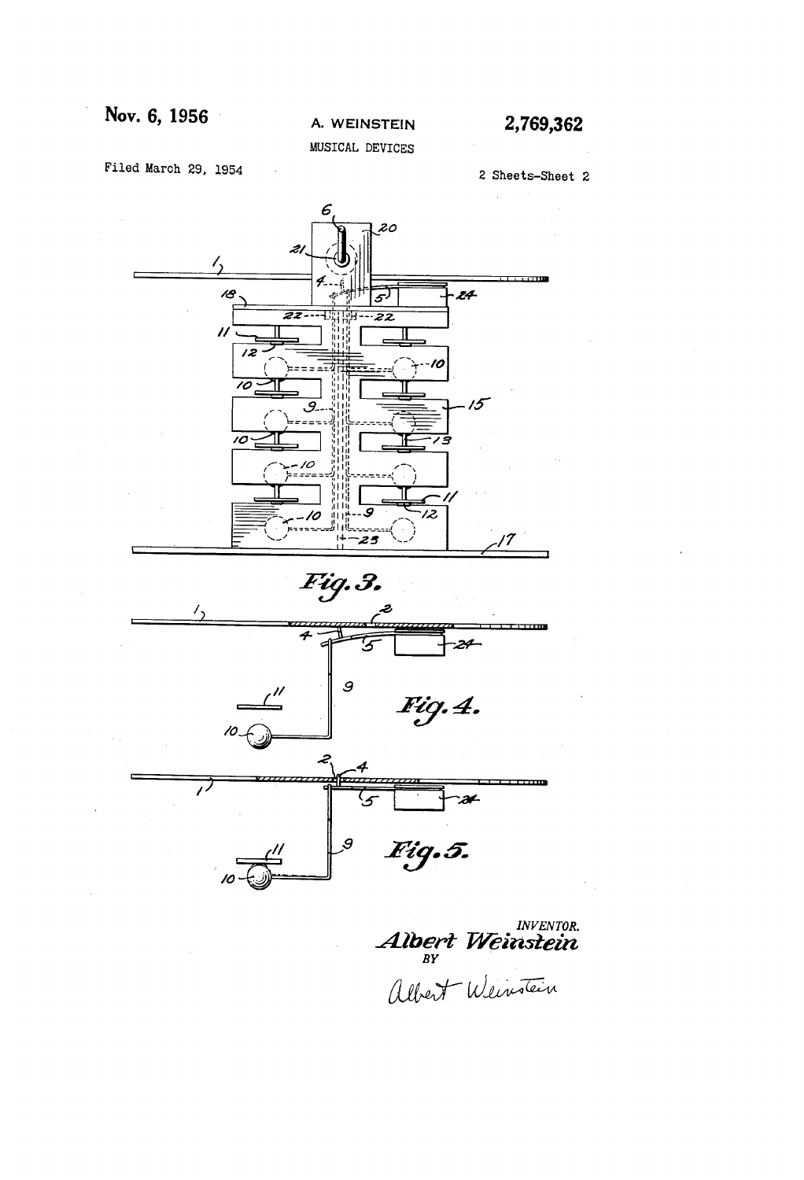Nov. 6, 1956

A. WEINSTEIN

2,769,362

MUSICAL DEVICES

Filed March 29, 1954

2 Sheets-Sheet 2

Fig. 3.

Fig. 4.

Fig. 5.

INVENTOR.

Albert Weinstein

BY

Albert Weinstein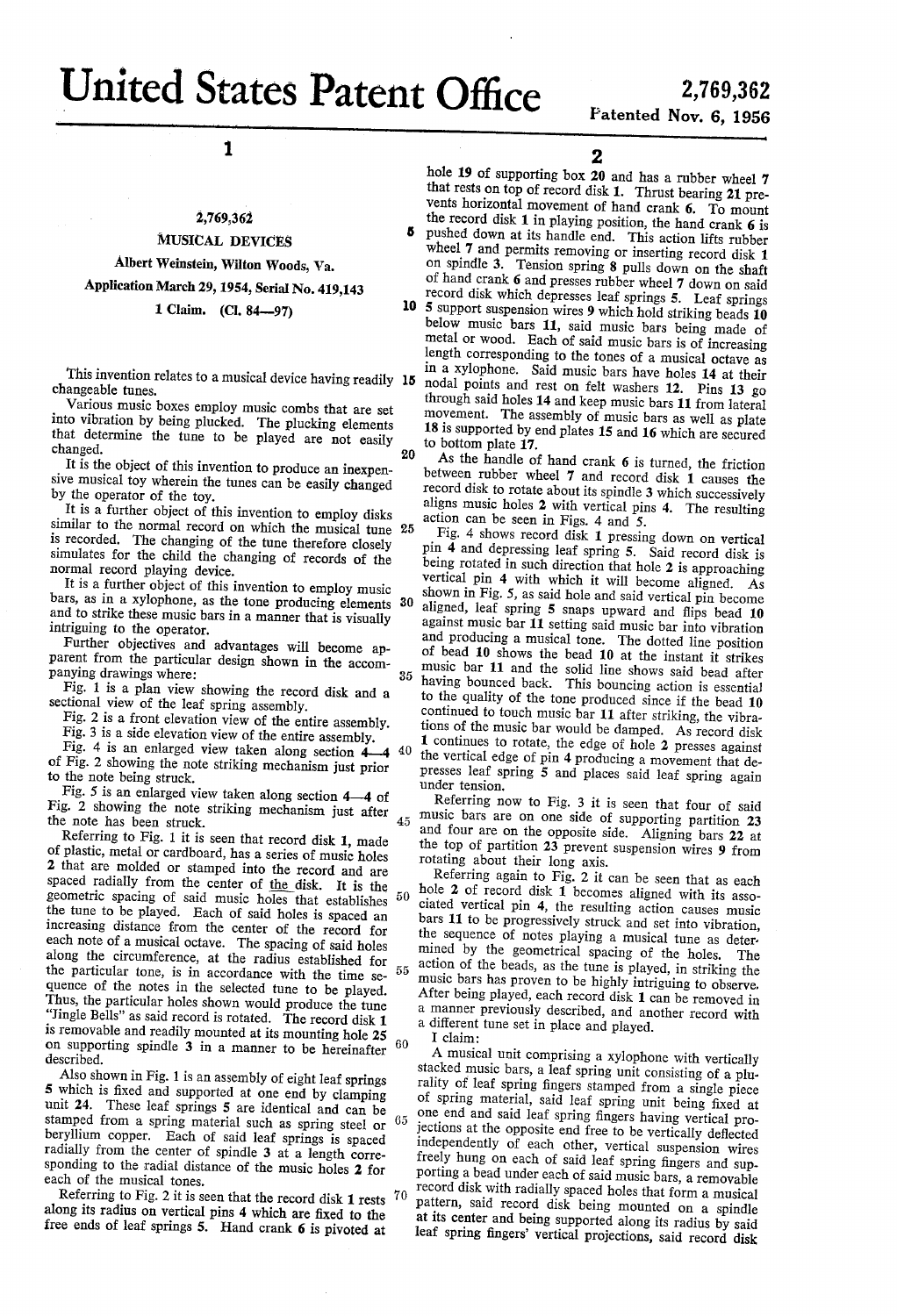# United States Patent Office

**2,769,362**

**Patented Nov. 6, 1956**

## 2,769,362

## MUSICAL DEVICES

Albert Weinstein, Wilton Woods, Va.

Application March 29, 1954, Serial No. 419,143

1 Claim. (Cl. 84—97)

This invention relates to a musical device having readily changeable tunes.

Various music boxes employ music combs that are set into vibration by being plucked. The plucking elements that determine the tune to be played are not easily changed.

It is the object of this invention to produce an inexpensive musical toy wherein the tunes can be easily changed by the operator of the toy.

It is a further object of this invention to employ disks similar to the normal record on which the musical tune is recorded. The changing of the tune therefore closely simulates for the child the changing of records of the normal record playing device.

It is a further object of this invention to employ music bars, as in a xylophone, as the tone producing elements and to strike these music bars in a manner that is visually intriguing to the operator.

Further objectives and advantages will become apparent from the particular design shown in the accompanying drawings where:

Fig. 1 is a plan view showing the record disk and a sectional view of the leaf spring assembly.

Fig. 2 is a front elevation view of the entire assembly.

Fig. 3 is a side elevation view of the entire assembly.

Fig. 4 is an enlarged view taken along section 4—4 of Fig. 2 showing the note striking mechanism just prior to the note being struck.

Fig. 5 is an enlarged view taken along section 4—4 of Fig. 2 showing the note striking mechanism just after the note has been struck.

Referring to Fig. 1 it is seen that record disk 1, made of plastic, metal or cardboard, has a series of music holes 2 that are molded or stamped into the record and are spaced radially from the center of the disk. It is the geometric spacing of said music holes that establishes the tune to be played. Each of said holes is spaced an increasing distance from the center of the record for each note of a musical octave. The spacing of said holes along the circumference, at the radius established for the particular tone, is in accordance with the time sequence of the notes in the selected tune to be played. Thus, the particular holes shown would produce the tune "Jingle Bells" as said record is rotated. The record disk 1 is removable and readily mounted at its mounting hole 25 on supporting spindle 3 in a manner to be hereinafter described.

Also shown in Fig. 1 is an assembly of eight leaf springs 5 which is fixed and supported at one end by clamping unit 24. These leaf springs 5 are identical and can be stamped from a spring material such as spring steel or beryllium copper. Each of said leaf springs is spaced radially from the center of spindle 3 at a length corresponding to the radial distance of the music holes 2 for each of the musical tones.

Referring to Fig. 2 it is seen that the record disk 1 rests along its radius on vertical pins 4 which are fixed to the free ends of leaf springs 5. Hand crank 6 is pivoted at hole 19 of supporting box 20 and has a rubber wheel 7 that rests on top of record disk 1. Thrust bearing 21 prevents horizontal movement of hand crank 6. To mount the record disk 1 in playing position, the hand crank 6 is pushed down at its handle end. This action lifts rubber wheel 7 and permits removing or inserting record disk 1 on spindle 3. Tension spring 8 pulls down on the shaft of hand crank 6 and presses rubber wheel 7 down on said record disk which depresses leaf springs 5. Leaf springs 5 support suspension wires 9 which hold striking beads 10 below music bars 11, said music bars being made of metal or wood. Each of said music bars is of increasing length corresponding to the tones of a musical octave as in a xylophone. Said music bars have holes 14 at their nodal points and rest on felt washers 12. Pins 13 go through said holes 14 and keep music bars 11 from lateral movement. The assembly of music bars as well as plate 18 is supported by end plates 15 and 16 which are secured to bottom plate 17.

As the handle of hand crank 6 is turned, the friction between rubber wheel 7 and record disk 1 causes the record disk to rotate about its spindle 3 which successively aligns music holes 2 with vertical pins 4. The resulting action can be seen in Figs. 4 and 5.

Fig. 4 shows record disk 1 pressing down on vertical pin 4 and depressing leaf spring 5. Said record disk is being rotated in such direction that hole 2 is approaching vertical pin 4 with which it will become aligned. As shown in Fig. 5, as said hole and said vertical pin become aligned, leaf spring 5 snaps upward and flips bead 10 against music bar 11 setting said music bar into vibration and producing a musical tone. The dotted line position of bead 10 shows the bead 10 at the instant it strikes music bar 11 and the solid line shows said bead after having bounced back. This bouncing action is essential to the quality of the tone produced since if the bead 10 continued to touch music bar 11 after striking, the vibrations of the music bar would be damped. As record disk 1 continues to rotate, the edge of hole 2 presses against the vertical edge of pin 4 producing a movement that depresses leaf spring 5 and places said leaf spring again under tension.

Referring now to Fig. 3 it is seen that four of said music bars are on one side of supporting partition 23 and four are on the opposite side. Aligning bars 22 at the top of partition 23 prevent suspension wires 9 from rotating about their long axis.

Referring again to Fig. 2 it can be seen that as each hole 2 of record disk 1 becomes aligned with its associated vertical pin 4, the resulting action causes music bars 11 to be progressively struck and set into vibration, the sequence of notes playing a musical tune as determined by the geometrical spacing of the holes. The action of the beads, as the tune is played, in striking the music bars has proven to be highly intriguing to observe. After being played, each record disk 1 can be removed in a manner previously described, and another record with a different tune set in place and played.

I claim:

A musical unit comprising a xylophone with vertically stacked music bars, a leaf spring unit consisting of a plurality of leaf spring fingers stamped from a single piece of spring material, said leaf spring unit being fixed at one end and said leaf spring fingers having vertical projections at the opposite end free to be vertically deflected independently of each other, vertical suspension wires freely hung on each of said leaf spring fingers and supporting a bead under each of said music bars, a removable record disk with radially spaced holes that form a musical pattern, said record disk being mounted on a spindle at its center and being supported along its radius by said leaf spring fingers' vertical projections, said record disk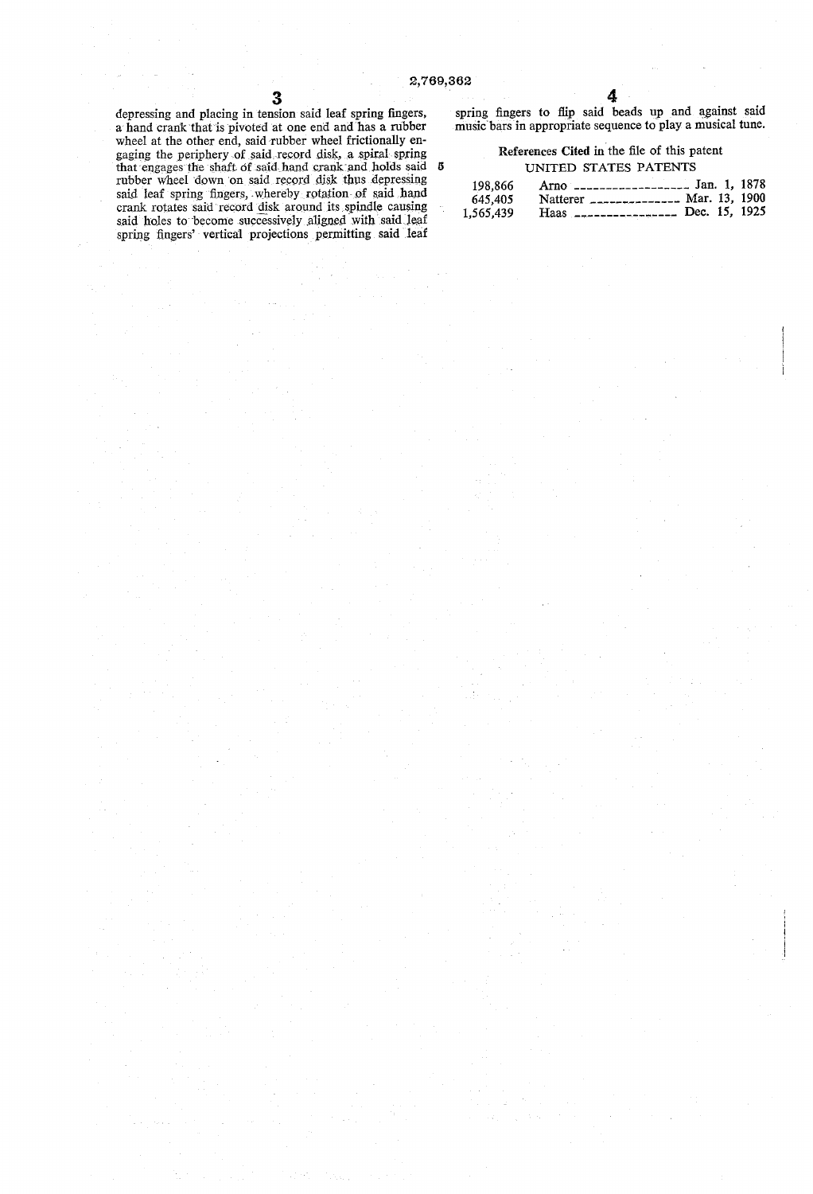depressing and placing in tension said leaf spring fingers, a hand crank that is pivoted at one end and has a rubber wheel at the other end, said rubber wheel frictionally engaging the periphery of said record disk, a spiral spring that engages the shaft of said hand crank and holds said rubber wheel down on said record disk thus depressing said leaf spring fingers, whereby rotation of said hand crank rotates said record disk around its spindle causing said holes to become successively aligned with said leaf spring fingers' vertical projections permitting said leaf spring fingers to flip said beads up and against said music bars in appropriate sequence to play a musical tune.

**References Cited** in the file of this patent

UNITED STATES PATENTS

| | | |
|---|---|---|
| 198,866 | Arno | Jan. 1, 1878 |
| 645,405 | Natterer | Mar. 13, 1900 |
| 1,565,439 | Haas | Dec. 15, 1925 |